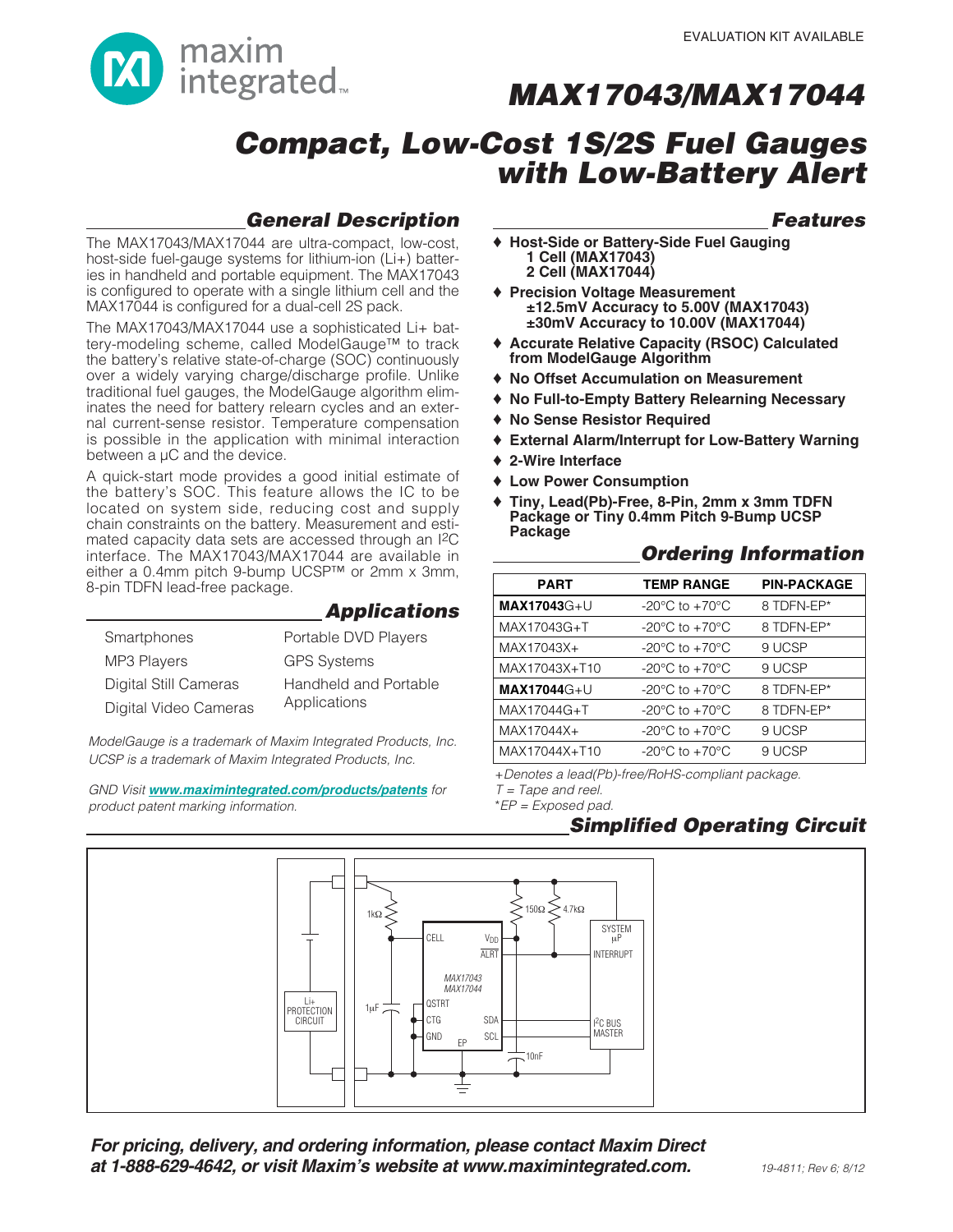EVALUATION KIT AVAILABLE

# MAX17043/MAX17044

# Compact, Low-Cost 1S/2S Fuel Gauges with Low-Battery Alert

## General Description

The MAX17043/MAX17044 are ultra-compact, low-cost, host-side fuel-gauge systems for lithium-ion (Li+) batteries in handheld and portable equipment. The MAX17043 is configured to operate with a single lithium cell and the MAX17044 is configured for a dual-cell 2S pack.

The MAX17043/MAX17044 use a sophisticated Li+ battery-modeling scheme, called ModelGauge™ to track the battery's relative state-of-charge (SOC) continuously over a widely varying charge/discharge profile. Unlike traditional fuel gauges, the ModelGauge algorithm eliminates the need for battery relearn cycles and an external current-sense resistor. Temperature compensation is possible in the application with minimal interaction between a μC and the device.

A quick-start mode provides a good initial estimate of the battery's SOC. This feature allows the IC to be located on system side, reducing cost and supply chain constraints on the battery. Measurement and estimated capacity data sets are accessed through an I²C interface. The MAX17043/MAX17044 are available in either a 0.4mm pitch 9-bump UCSP™ or 2mm x 3mm, 8-pin TDFN lead-free package.

## Applications

- Smartphones
- MP3 Players
- Digital Still Cameras
- Digital Video Cameras
- Portable DVD Players
- GPS Systems
- Handheld and Portable Applications

*ModelGauge is a trademark of Maxim Integrated Products, Inc.*
*UCSP is a trademark of Maxim Integrated Products, Inc.*

*GND Visit **www.maximintegrated.com/products/patents** for product patent marking information.*

## Features

- **Host-Side or Battery-Side Fuel Gauging**
  - **1 Cell (MAX17043)**
  - **2 Cell (MAX17044)**
- **Precision Voltage Measurement**
  - **±12.5mV Accuracy to 5.00V (MAX17043)**
  - **±30mV Accuracy to 10.00V (MAX17044)**
- **Accurate Relative Capacity (RSOC) Calculated from ModelGauge Algorithm**
- **No Offset Accumulation on Measurement**
- **No Full-to-Empty Battery Relearning Necessary**
- **No Sense Resistor Required**
- **External Alarm/Interrupt for Low-Battery Warning**
- **2-Wire Interface**
- **Low Power Consumption**
- **Tiny, Lead(Pb)-Free, 8-Pin, 2mm x 3mm TDFN Package or Tiny 0.4mm Pitch 9-Bump UCSP Package**

## Ordering Information

| PART | TEMP RANGE | PIN-PACKAGE |
|---|---|---|
| **MAX17043**G+U | -20°C to +70°C | 8 TDFN-EP* |
| MAX17043G+T | -20°C to +70°C | 8 TDFN-EP* |
| MAX17043X+ | -20°C to +70°C | 9 UCSP |
| MAX17043X+T10 | -20°C to +70°C | 9 UCSP |
| **MAX17044**G+U | -20°C to +70°C | 8 TDFN-EP* |
| MAX17044G+T | -20°C to +70°C | 8 TDFN-EP* |
| MAX17044X+ | -20°C to +70°C | 9 UCSP |
| MAX17044X+T10 | -20°C to +70°C | 9 UCSP |

*+Denotes a lead(Pb)-free/RoHS-compliant package.*
*T = Tape and reel.*
**EP = Exposed pad.*

## Simplified Operating Circuit

**For pricing, delivery, and ordering information, please contact Maxim Direct at 1-888-629-4642, or visit Maxim's website at www.maximintegrated.com.**

19-4811; Rev 6; 8/12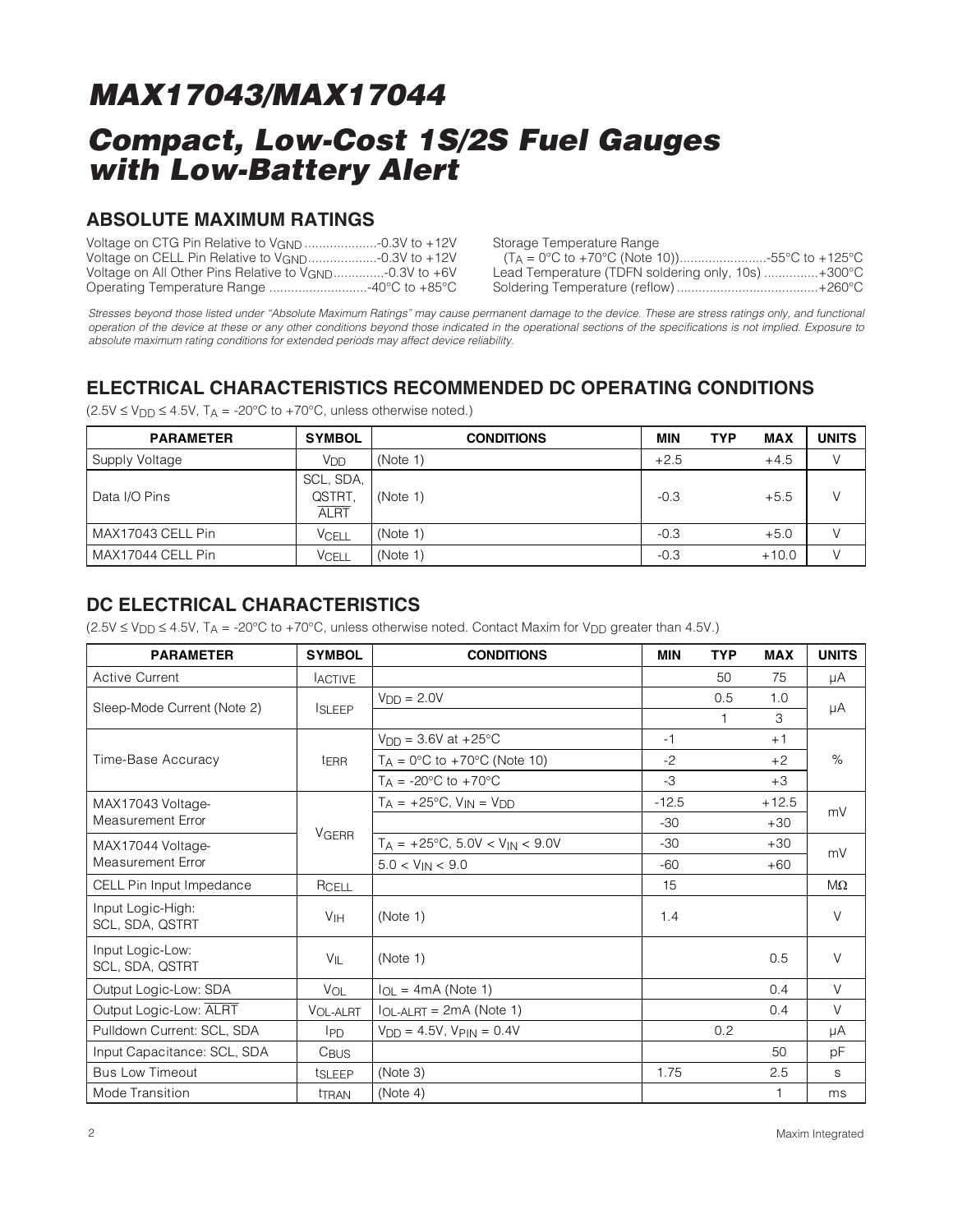# MAX17043/MAX17044

## Compact, Low-Cost 1S/2S Fuel Gauges with Low-Battery Alert

### ABSOLUTE MAXIMUM RATINGS

Voltage on CTG Pin Relative to $V_{GND}$ ....................-0.3V to +12V
Voltage on CELL Pin Relative to $V_{GND}$ ...................-0.3V to +12V
Voltage on All Other Pins Relative to $V_{GND}$ ..............-0.3V to +6V
Operating Temperature Range ............................-40°C to +85°C
Storage Temperature Range
($T_A$ = 0°C to +70°C (Note 10))..........................-55°C to +125°C
Lead Temperature (TDFN soldering only, 10s) ...............+300°C
Soldering Temperature (reflow) .......................................+260°C

*Stresses beyond those listed under "Absolute Maximum Ratings" may cause permanent damage to the device. These are stress ratings only, and functional operation of the device at these or any other conditions beyond those indicated in the operational sections of the specifications is not implied. Exposure to absolute maximum rating conditions for extended periods may affect device reliability.*

### ELECTRICAL CHARACTERISTICS RECOMMENDED DC OPERATING CONDITIONS

($2.5V \le V_{DD} \le 4.5V$, $T_A$ = -20°C to +70°C, unless otherwise noted.)

| PARAMETER | SYMBOL | CONDITIONS | MIN | TYP | MAX | UNITS |
|---|---|---|---|---|---|---|
| Supply Voltage | $V_{DD}$ | (Note 1) | +2.5 | | +4.5 | V |
| Data I/O Pins | SCL, SDA, QSTRT, $\overline{ALRT}$ | (Note 1) | -0.3 | | +5.5 | V |
| MAX17043 CELL Pin | $V_{CELL}$ | (Note 1) | -0.3 | | +5.0 | V |
| MAX17044 CELL Pin | $V_{CELL}$ | (Note 1) | -0.3 | | +10.0 | V |

### DC ELECTRICAL CHARACTERISTICS

($2.5V \le V_{DD} \le 4.5V$, $T_A$ = -20°C to +70°C, unless otherwise noted. Contact Maxim for $V_{DD}$ greater than 4.5V.)

| PARAMETER | SYMBOL | CONDITIONS | MIN | TYP | MAX | UNITS |
|---|---|---|---|---|---|---|
| Active Current | $I_{ACTIVE}$ | | | 50 | 75 | µA |
| Sleep-Mode Current (Note 2) | $I_{SLEEP}$ | $V_{DD}$ = 2.0V | | 0.5 | 1.0 | µA |
| | | | | 1 | 3 | |
| Time-Base Accuracy | $t_{ERR}$ | $V_{DD}$ = 3.6V at +25°C | -1 | | +1 | % |
| | | $T_A$ = 0°C to +70°C (Note 10) | -2 | | +2 | |
| | | $T_A$ = -20°C to +70°C | -3 | | +3 | |
| MAX17043 Voltage-Measurement Error | $V_{GERR}$ | $T_A$ = +25°C, $V_{IN}$ = $V_{DD}$ | -12.5 | | +12.5 | mV |
| | | | -30 | | +30 | |
| MAX17044 Voltage-Measurement Error | | $T_A$ = +25°C, 5.0V < $V_{IN}$ < 9.0V | -30 | | +30 | mV |
| | | 5.0 < $V_{IN}$ < 9.0 | -60 | | +60 | |
| CELL Pin Input Impedance | $R_{CELL}$ | | 15 | | | MΩ |
| Input Logic-High: SCL, SDA, QSTRT | $V_{IH}$ | (Note 1) | 1.4 | | | V |
| Input Logic-Low: SCL, SDA, QSTRT | $V_{IL}$ | (Note 1) | | | 0.5 | V |
| Output Logic-Low: SDA | $V_{OL}$ | $I_{OL}$ = 4mA (Note 1) | | | 0.4 | V |
| Output Logic-Low: $\overline{ALRT}$ | $V_{OL-ALRT}$ | $I_{OL-ALRT}$ = 2mA (Note 1) | | | 0.4 | V |
| Pulldown Current: SCL, SDA | $I_{PD}$ | $V_{DD}$ = 4.5V, $V_{PIN}$ = 0.4V | | 0.2 | | µA |
| Input Capacitance: SCL, SDA | $C_{BUS}$ | | | | 50 | pF |
| Bus Low Timeout | $t_{SLEEP}$ | (Note 3) | 1.75 | | 2.5 | s |
| Mode Transition | $t_{TRAN}$ | (Note 4) | | | 1 | ms |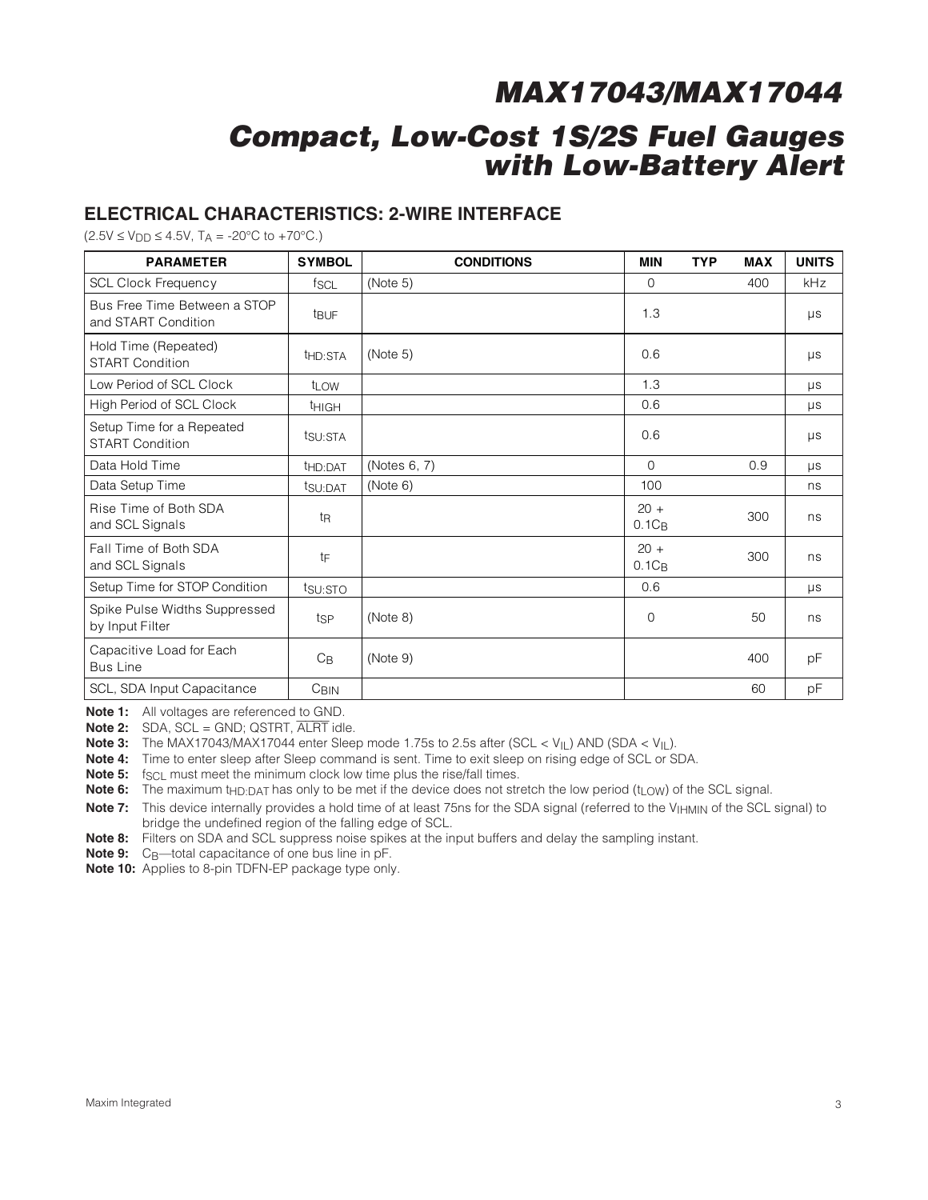## ELECTRICAL CHARACTERISTICS: 2-WIRE INTERFACE

($2.5V \leq V_{DD} \leq 4.5V$, $T_A$ = -20°C to +70°C.)

| PARAMETER | SYMBOL | CONDITIONS | MIN | TYP | MAX | UNITS |
|---|---|---|---|---|---|---|
| SCL Clock Frequency | $f_{SCL}$ | (Note 5) | 0 | | 400 | kHz |
| Bus Free Time Between a STOP and START Condition | $t_{BUF}$ | | 1.3 | | | µs |
| Hold Time (Repeated) START Condition | $t_{HD:STA}$ | (Note 5) | 0.6 | | | µs |
| Low Period of SCL Clock | $t_{LOW}$ | | 1.3 | | | µs |
| High Period of SCL Clock | $t_{HIGH}$ | | 0.6 | | | µs |
| Setup Time for a Repeated START Condition | $t_{SU:STA}$ | | 0.6 | | | µs |
| Data Hold Time | $t_{HD:DAT}$ | (Notes 6, 7) | 0 | | 0.9 | µs |
| Data Setup Time | $t_{SU:DAT}$ | (Note 6) | 100 | | | ns |
| Rise Time of Both SDA and SCL Signals | $t_R$ | | $20 + 0.1C_B$ | | 300 | ns |
| Fall Time of Both SDA and SCL Signals | $t_F$ | | $20 + 0.1C_B$ | | 300 | ns |
| Setup Time for STOP Condition | $t_{SU:STO}$ | | 0.6 | | | µs |
| Spike Pulse Widths Suppressed by Input Filter | $t_{SP}$ | (Note 8) | 0 | | 50 | ns |
| Capacitive Load for Each Bus Line | $C_B$ | (Note 9) | | | 400 | pF |
| SCL, SDA Input Capacitance | $C_{BIN}$ | | | | 60 | pF |

**Note 1:** All voltages are referenced to GND.

**Note 2:** SDA, SCL = GND; QSTRT, $\overline{ALRT}$ idle.

**Note 3:** The MAX17043/MAX17044 enter Sleep mode 1.75s to 2.5s after (SCL < $V_{IL}$) AND (SDA < $V_{IL}$).

**Note 4:** Time to enter sleep after Sleep command is sent. Time to exit sleep on rising edge of SCL or SDA.

**Note 5:** $f_{SCL}$ must meet the minimum clock low time plus the rise/fall times.

**Note 6:** The maximum $t_{HD:DAT}$ has only to be met if the device does not stretch the low period ($t_{LOW}$) of the SCL signal.

**Note 7:** This device internally provides a hold time of at least 75ns for the SDA signal (referred to the $V_{IHMIN}$ of the SCL signal) to bridge the undefined region of the falling edge of SCL.

**Note 8:** Filters on SDA and SCL suppress noise spikes at the input buffers and delay the sampling instant.

**Note 9:** $C_B$—total capacitance of one bus line in pF.

**Note 10:** Applies to 8-pin TDFN-EP package type only.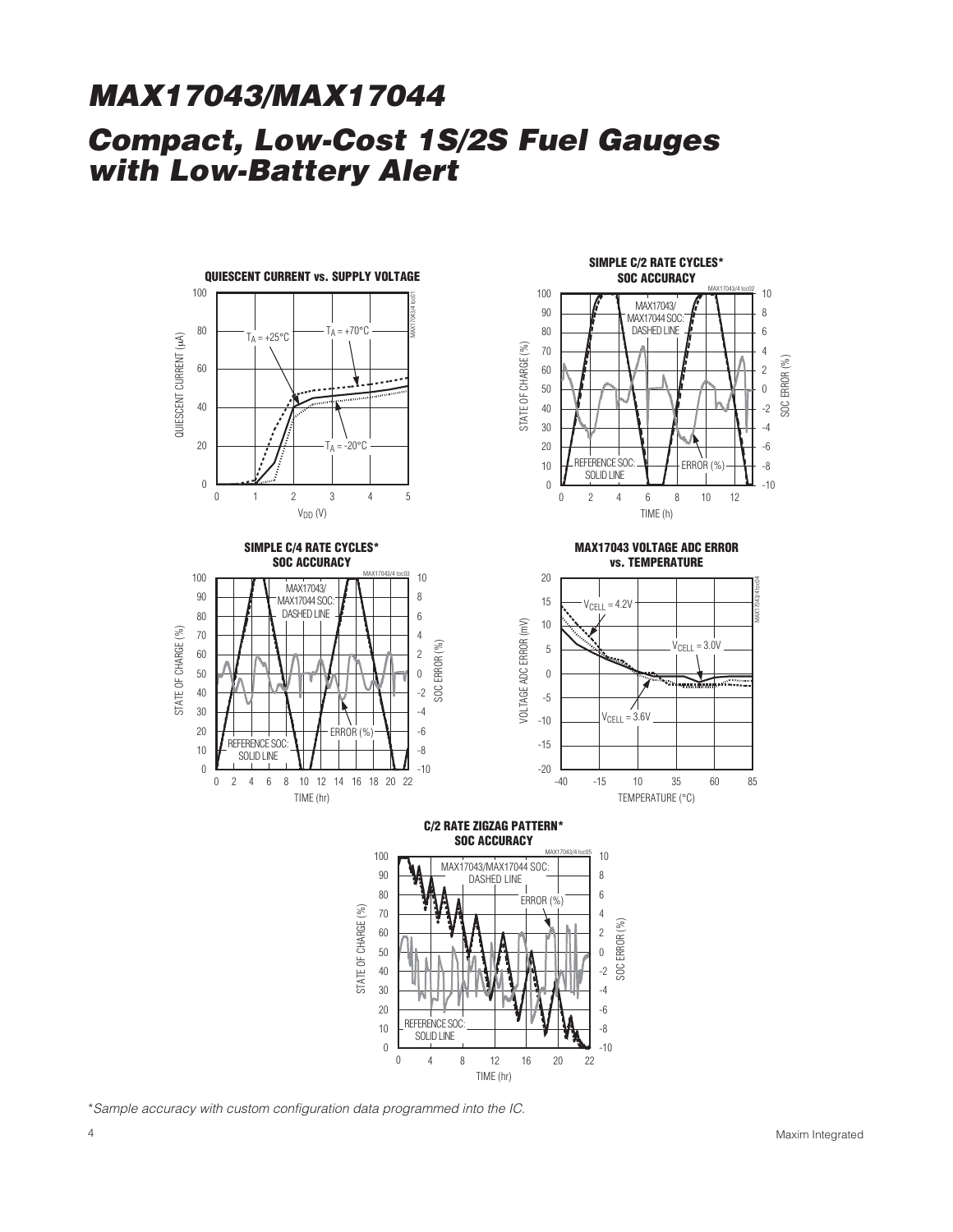# MAX17043/MAX17044

## Compact, Low-Cost 1S/2S Fuel Gauges with Low-Battery Alert

**QUIESCENT CURRENT vs. SUPPLY VOLTAGE**

**SIMPLE C/2 RATE CYCLES* SOC ACCURACY**

**SIMPLE C/4 RATE CYCLES* SOC ACCURACY**

**MAX17043 VOLTAGE ADC ERROR vs. TEMPERATURE**

**C/2 RATE ZIGZAG PATTERN* SOC ACCURACY**

*Sample accuracy with custom configuration data programmed into the IC.*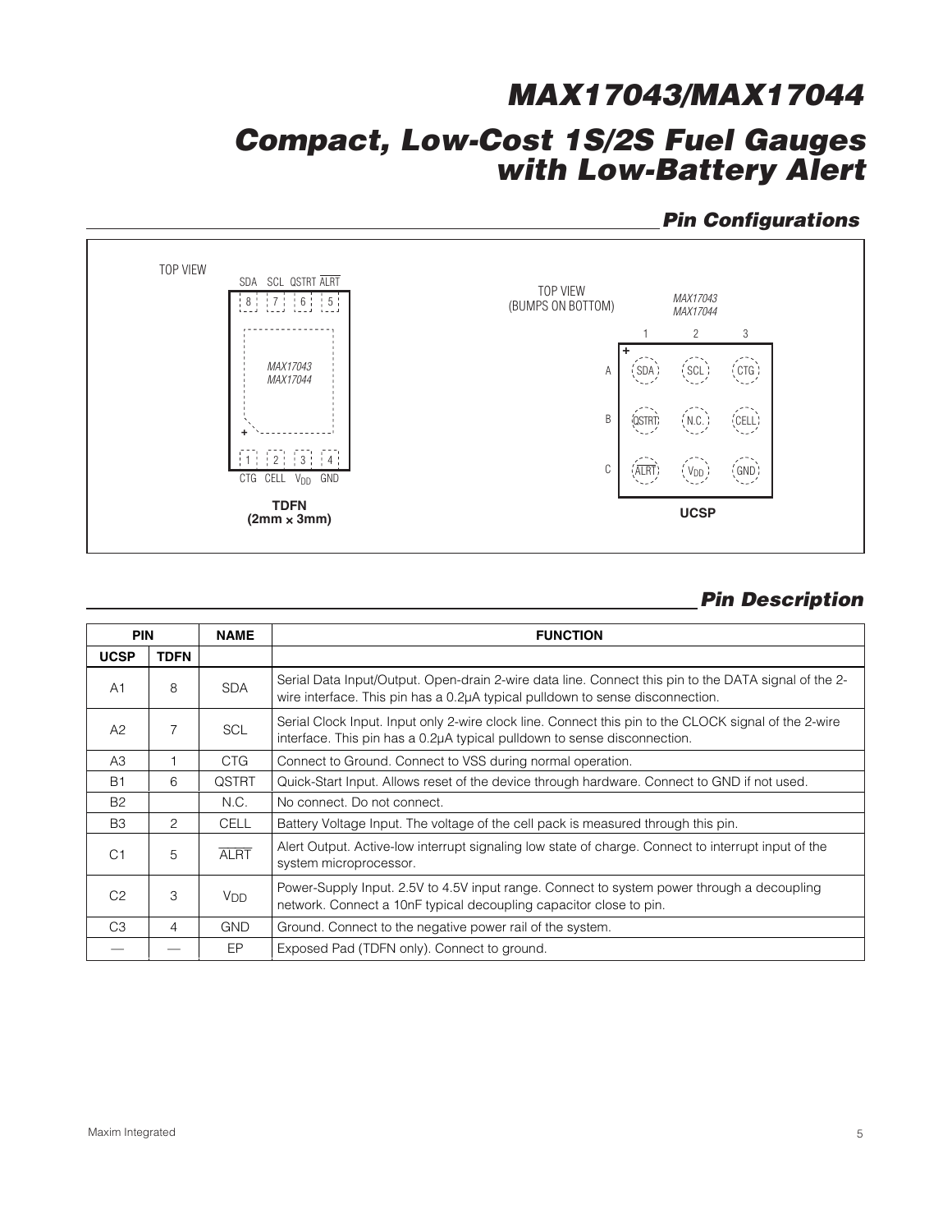## Pin Configurations

TOP VIEW

SDA SCL QSTRT ALRT

8 7 6 5

MAX17043
MAX17044

+

1 2 3 4

CTG CELL $V_{DD}$ GND

**TDFN (2mm × 3mm)**

TOP VIEW
(BUMPS ON BOTTOM)

MAX17043
MAX17044

| | 1 | 2 | 3 |
|---|---|---|---|
| A | SDA | SCL | CTG |
| B | QSTRT | N.C. | CELL |
| C | ALRT | $V_{DD}$ | GND |

**UCSP**

## Pin Description

| PIN | | NAME | FUNCTION |
|---|---|---|---|
| **UCSP** | **TDFN** | | |
| A1 | 8 | SDA | Serial Data Input/Output. Open-drain 2-wire data line. Connect this pin to the DATA signal of the 2-wire interface. This pin has a 0.2µA typical pulldown to sense disconnection. |
| A2 | 7 | SCL | Serial Clock Input. Input only 2-wire clock line. Connect this pin to the CLOCK signal of the 2-wire interface. This pin has a 0.2µA typical pulldown to sense disconnection. |
| A3 | 1 | CTG | Connect to Ground. Connect to VSS during normal operation. |
| B1 | 6 | QSTRT | Quick-Start Input. Allows reset of the device through hardware. Connect to GND if not used. |
| B2 | | N.C. | No connect. Do not connect. |
| B3 | 2 | CELL | Battery Voltage Input. The voltage of the cell pack is measured through this pin. |
| C1 | 5 | ALRT | Alert Output. Active-low interrupt signaling low state of charge. Connect to interrupt input of the system microprocessor. |
| C2 | 3 | $V_{DD}$ | Power-Supply Input. 2.5V to 4.5V input range. Connect to system power through a decoupling network. Connect a 10nF typical decoupling capacitor close to pin. |
| C3 | 4 | GND | Ground. Connect to the negative power rail of the system. |
| — | — | EP | Exposed Pad (TDFN only). Connect to ground. |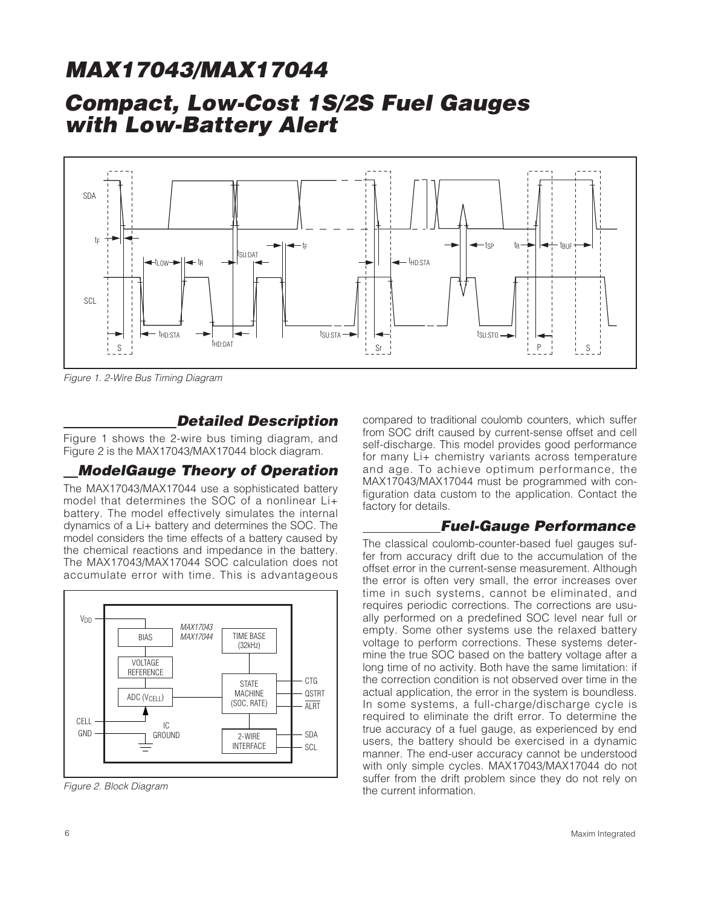Figure 1. 2-Wire Bus Timing Diagram

## Detailed Description

Figure 1 shows the 2-wire bus timing diagram, and Figure 2 is the MAX17043/MAX17044 block diagram.

## ModelGauge Theory of Operation

The MAX17043/MAX17044 use a sophisticated battery model that determines the SOC of a nonlinear Li+ battery. The model effectively simulates the internal dynamics of a Li+ battery and determines the SOC. The model considers the time effects of a battery caused by the chemical reactions and impedance in the battery. The MAX17043/MAX17044 SOC calculation does not accumulate error with time. This is advantageous compared to traditional coulomb counters, which suffer from SOC drift caused by current-sense offset and cell self-discharge. This model provides good performance for many Li+ chemistry variants across temperature and age. To achieve optimum performance, the MAX17043/MAX17044 must be programmed with configuration data custom to the application. Contact the factory for details.

Figure 2. Block Diagram

## Fuel-Gauge Performance

The classical coulomb-counter-based fuel gauges suffer from accuracy drift due to the accumulation of the offset error in the current-sense measurement. Although the error is often very small, the error increases over time in such systems, cannot be eliminated, and requires periodic corrections. The corrections are usually performed on a predefined SOC level near full or empty. Some other systems use the relaxed battery voltage to perform corrections. These systems determine the true SOC based on the battery voltage after a long time of no activity. Both have the same limitation: if the correction condition is not observed over time in the actual application, the error in the system is boundless. In some systems, a full-charge/discharge cycle is required to eliminate the drift error. To determine the true accuracy of a fuel gauge, as experienced by end users, the battery should be exercised in a dynamic manner. The end-user accuracy cannot be understood with only simple cycles. MAX17043/MAX17044 do not suffer from the drift problem since they do not rely on the current information.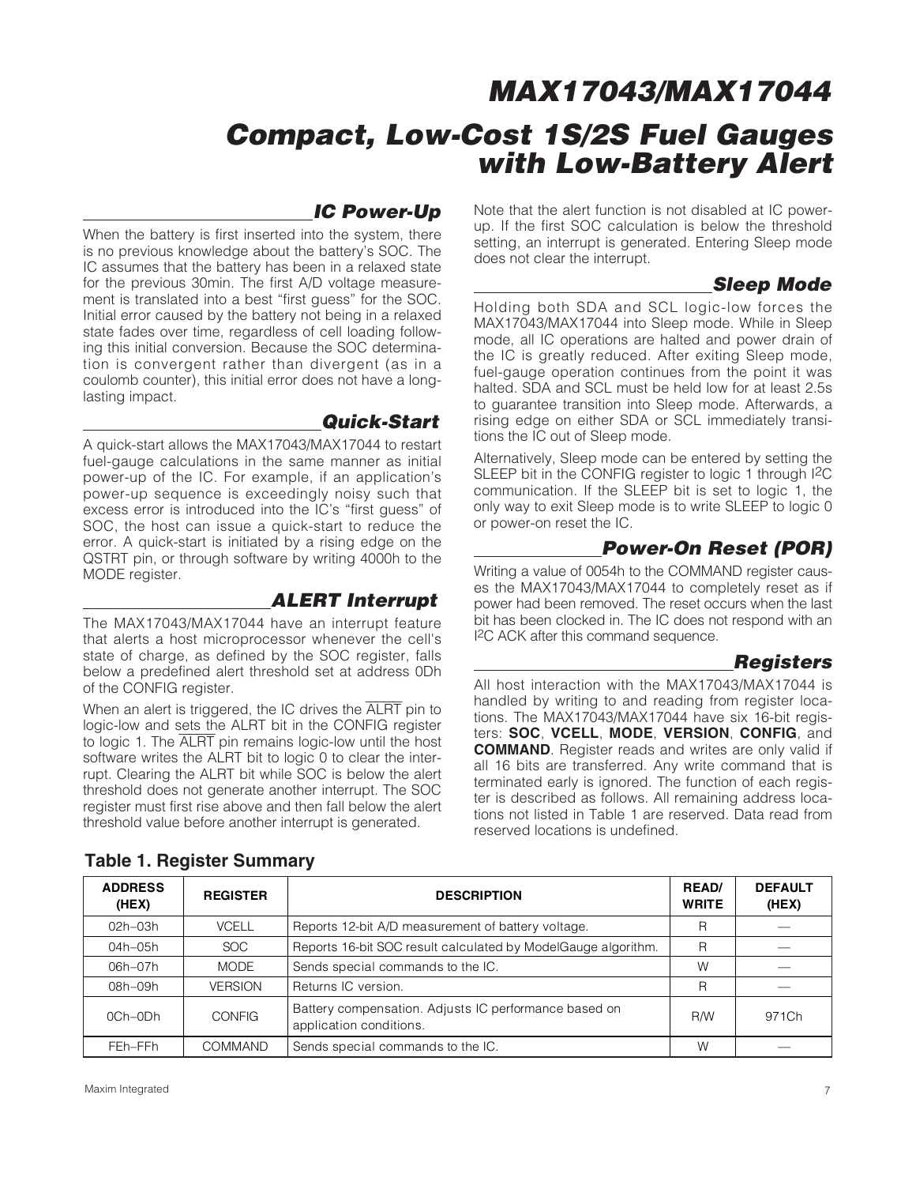## IC Power-Up

When the battery is first inserted into the system, there is no previous knowledge about the battery's SOC. The IC assumes that the battery has been in a relaxed state for the previous 30min. The first A/D voltage measurement is translated into a best "first guess" for the SOC. Initial error caused by the battery not being in a relaxed state fades over time, regardless of cell loading following this initial conversion. Because the SOC determination is convergent rather than divergent (as in a coulomb counter), this initial error does not have a long-lasting impact.

## Quick-Start

A quick-start allows the MAX17043/MAX17044 to restart fuel-gauge calculations in the same manner as initial power-up of the IC. For example, if an application's power-up sequence is exceedingly noisy such that excess error is introduced into the IC's "first guess" of SOC, the host can issue a quick-start to reduce the error. A quick-start is initiated by a rising edge on the QSTRT pin, or through software by writing 4000h to the MODE register.

## ALERT Interrupt

The MAX17043/MAX17044 have an interrupt feature that alerts a host microprocessor whenever the cell's state of charge, as defined by the SOC register, falls below a predefined alert threshold set at address 0Dh of the CONFIG register.

When an alert is triggered, the IC drives the $\overline{\text{ALRT}}$ pin to logic-low and sets the ALRT bit in the CONFIG register to logic 1. The $\overline{\text{ALRT}}$ pin remains logic-low until the host software writes the ALRT bit to logic 0 to clear the interrupt. Clearing the ALRT bit while SOC is below the alert threshold does not generate another interrupt. The SOC register must first rise above and then fall below the alert threshold value before another interrupt is generated.

Note that the alert function is not disabled at IC power-up. If the first SOC calculation is below the threshold setting, an interrupt is generated. Entering Sleep mode does not clear the interrupt.

## Sleep Mode

Holding both SDA and SCL logic-low forces the MAX17043/MAX17044 into Sleep mode. While in Sleep mode, all IC operations are halted and power drain of the IC is greatly reduced. After exiting Sleep mode, fuel-gauge operation continues from the point it was halted. SDA and SCL must be held low for at least 2.5s to guarantee transition into Sleep mode. Afterwards, a rising edge on either SDA or SCL immediately transitions the IC out of Sleep mode.

Alternatively, Sleep mode can be entered by setting the SLEEP bit in the CONFIG register to logic 1 through I²C communication. If the SLEEP bit is set to logic 1, the only way to exit Sleep mode is to write SLEEP to logic 0 or power-on reset the IC.

## Power-On Reset (POR)

Writing a value of 0054h to the COMMAND register causes the MAX17043/MAX17044 to completely reset as if power had been removed. The reset occurs when the last bit has been clocked in. The IC does not respond with an I²C ACK after this command sequence.

## Registers

All host interaction with the MAX17043/MAX17044 is handled by writing to and reading from register locations. The MAX17043/MAX17044 have six 16-bit registers: **SOC**, **VCELL**, **MODE**, **VERSION**, **CONFIG**, and **COMMAND**. Register reads and writes are only valid if all 16 bits are transferred. Any write command that is terminated early is ignored. The function of each register is described as follows. All remaining address locations not listed in Table 1 are reserved. Data read from reserved locations is undefined.

**Table 1. Register Summary**

| ADDRESS (HEX) | REGISTER | DESCRIPTION | READ/WRITE | DEFAULT (HEX) |
|---|---|---|---|---|
| 02h–03h | VCELL | Reports 12-bit A/D measurement of battery voltage. | R | — |
| 04h–05h | SOC | Reports 16-bit SOC result calculated by ModelGauge algorithm. | R | — |
| 06h–07h | MODE | Sends special commands to the IC. | W | — |
| 08h–09h | VERSION | Returns IC version. | R | — |
| 0Ch–0Dh | CONFIG | Battery compensation. Adjusts IC performance based on application conditions. | R/W | 971Ch |
| FEh–FFh | COMMAND | Sends special commands to the IC. | W | — |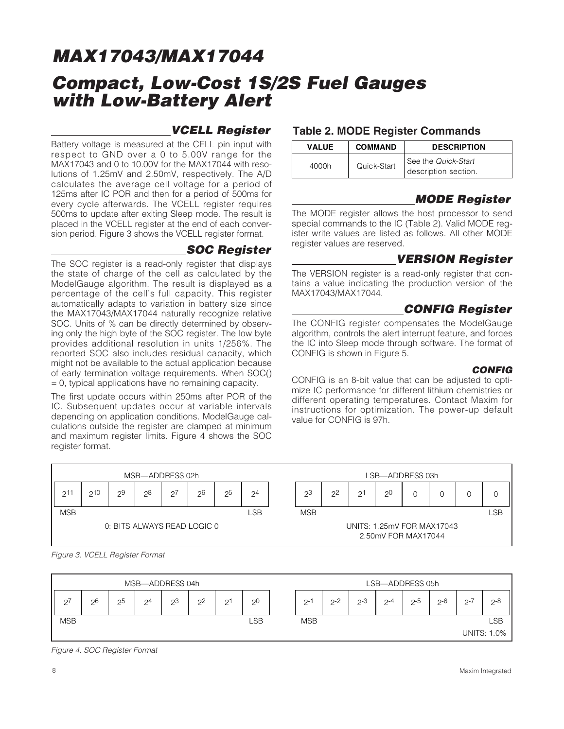## VCELL Register

Battery voltage is measured at the CELL pin input with respect to GND over a 0 to 5.00V range for the MAX17043 and 0 to 10.00V for the MAX17044 with resolutions of 1.25mV and 2.50mV, respectively. The A/D calculates the average cell voltage for a period of 125ms after IC POR and then for a period of 500ms for every cycle afterwards. The VCELL register requires 500ms to update after exiting Sleep mode. The result is placed in the VCELL register at the end of each conversion period. Figure 3 shows the VCELL register format.

## SOC Register

The SOC register is a read-only register that displays the state of charge of the cell as calculated by the ModelGauge algorithm. The result is displayed as a percentage of the cell's full capacity. This register automatically adapts to variation in battery size since the MAX17043/MAX17044 naturally recognize relative SOC. Units of % can be directly determined by observing only the high byte of the SOC register. The low byte provides additional resolution in units 1/256%. The reported SOC also includes residual capacity, which might not be available to the actual application because of early termination voltage requirements. When SOC() = 0, typical applications have no remaining capacity.

The first update occurs within 250ms after POR of the IC. Subsequent updates occur at variable intervals depending on application conditions. ModelGauge calculations outside the register are clamped at minimum and maximum register limits. Figure 4 shows the SOC register format.

**Table 2. MODE Register Commands**

| VALUE | COMMAND | DESCRIPTION |
|---|---|---|
| 4000h | Quick-Start | See the *Quick-Start* description section. |

## MODE Register

The MODE register allows the host processor to send special commands to the IC (Table 2). Valid MODE register write values are listed as follows. All other MODE register values are reserved.

## VERSION Register

The VERSION register is a read-only register that contains a value indicating the production version of the MAX17043/MAX17044.

## CONFIG Register

The CONFIG register compensates the ModelGauge algorithm, controls the alert interrupt feature, and forces the IC into Sleep mode through software. The format of CONFIG is shown in Figure 5.

### CONFIG

CONFIG is an 8-bit value that can be adjusted to optimize IC performance for different lithium chemistries or different operating temperatures. Contact Maxim for instructions for optimization. The power-up default value for CONFIG is 97h.

| MSB—ADDRESS 02h | | | | | | | | LSB—ADDRESS 03h | | | | | | | |
|---|---|---|---|---|---|---|---|---|---|---|---|---|---|---|---|
| $2^{11}$ | $2^{10}$ | $2^9$ | $2^8$ | $2^7$ | $2^6$ | $2^5$ | $2^4$ | $2^3$ | $2^2$ | $2^1$ | $2^0$ | 0 | 0 | 0 | 0 |
| MSB | | | | | | | LSB | MSB | | | | | | | LSB |

0: BITS ALWAYS READ LOGIC 0

UNITS: 1.25mV FOR MAX17043
2.50mV FOR MAX17044

*Figure 3. VCELL Register Format*

| MSB—ADDRESS 04h | | | | | | | | LSB—ADDRESS 05h | | | | | | | |
|---|---|---|---|---|---|---|---|---|---|---|---|---|---|---|---|
| $2^7$ | $2^6$ | $2^5$ | $2^4$ | $2^3$ | $2^2$ | $2^1$ | $2^0$ | $2^{-1}$ | $2^{-2}$ | $2^{-3}$ | $2^{-4}$ | $2^{-5}$ | $2^{-6}$ | $2^{-7}$ | $2^{-8}$ |
| MSB | | | | | | | LSB | MSB | | | | | | | LSB |

UNITS: 1.0%

*Figure 4. SOC Register Format*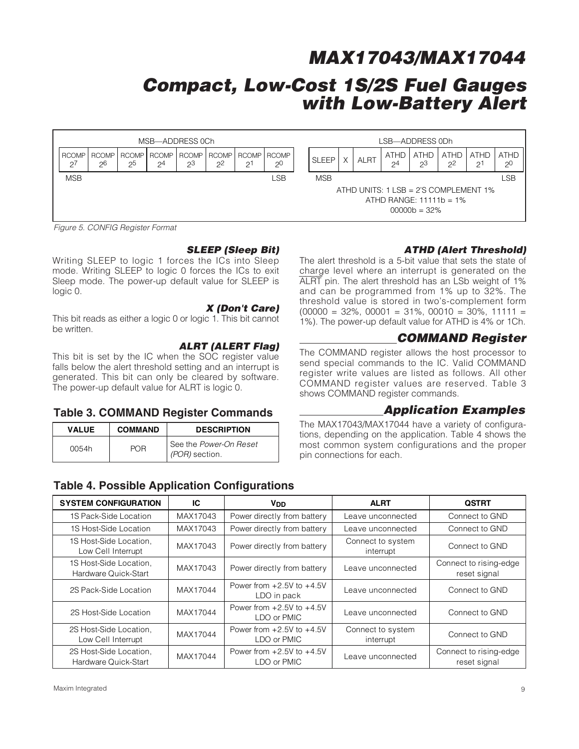| MSB—ADDRESS 0Ch | | | | | | | |
|---|---|---|---|---|---|---|---|
| RCOMP $2^7$ | RCOMP $2^6$ | RCOMP $2^5$ | RCOMP $2^4$ | RCOMP $2^3$ | RCOMP $2^2$ | RCOMP $2^1$ | RCOMP $2^0$ |
| MSB | | | | | | | LSB |

| LSB—ADDRESS 0Dh | | | | | | | |
|---|---|---|---|---|---|---|---|
| SLEEP | X | ALRT | ATHD $2^4$ | ATHD $2^3$ | ATHD $2^2$ | ATHD $2^1$ | ATHD $2^0$ |
| MSB | | | | | | | LSB |

ATHD UNITS: 1 LSB = 2'S COMPLEMENT 1%
ATHD RANGE: 11111b = 1%
00000b = 32%

*Figure 5. CONFIG Register Format*

### *SLEEP (Sleep Bit)*

Writing SLEEP to logic 1 forces the ICs into Sleep mode. Writing SLEEP to logic 0 forces the ICs to exit Sleep mode. The power-up default value for SLEEP is logic 0.

### *X (Don't Care)*

This bit reads as either a logic 0 or logic 1. This bit cannot be written.

### *ALRT (ALERT Flag)*

This bit is set by the IC when the SOC register value falls below the alert threshold setting and an interrupt is generated. This bit can only be cleared by software. The power-up default value for ALRT is logic 0.

**Table 3. COMMAND Register Commands**

| VALUE | COMMAND | DESCRIPTION |
|---|---|---|
| 0054h | POR | See the *Power-On Reset (POR)* section. |

### *ATHD (Alert Threshold)*

The alert threshold is a 5-bit value that sets the state of charge level where an interrupt is generated on the ALRT pin. The alert threshold has an LSb weight of 1% and can be programmed from 1% up to 32%. The threshold value is stored in two's-complement form (00000 = 32%, 00001 = 31%, 00010 = 30%, 11111 = 1%). The power-up default value for ATHD is 4% or 1Ch.

## COMMAND Register

The COMMAND register allows the host processor to send special commands to the IC. Valid COMMAND register write values are listed as follows. All other COMMAND register values are reserved. Table 3 shows COMMAND register commands.

## Application Examples

The MAX17043/MAX17044 have a variety of configurations, depending on the application. Table 4 shows the most common system configurations and the proper pin connections for each.

**Table 4. Possible Application Configurations**

| SYSTEM CONFIGURATION | IC | $V_{DD}$ | ALRT | QSTRT |
|---|---|---|---|---|
| 1S Pack-Side Location | MAX17043 | Power directly from battery | Leave unconnected | Connect to GND |
| 1S Host-Side Location | MAX17043 | Power directly from battery | Leave unconnected | Connect to GND |
| 1S Host-Side Location, Low Cell Interrupt | MAX17043 | Power directly from battery | Connect to system interrupt | Connect to GND |
| 1S Host-Side Location, Hardware Quick-Start | MAX17043 | Power directly from battery | Leave unconnected | Connect to rising-edge reset signal |
| 2S Pack-Side Location | MAX17044 | Power from +2.5V to +4.5V LDO in pack | Leave unconnected | Connect to GND |
| 2S Host-Side Location | MAX17044 | Power from +2.5V to +4.5V LDO or PMIC | Leave unconnected | Connect to GND |
| 2S Host-Side Location, Low Cell Interrupt | MAX17044 | Power from +2.5V to +4.5V LDO or PMIC | Connect to system interrupt | Connect to GND |
| 2S Host-Side Location, Hardware Quick-Start | MAX17044 | Power from +2.5V to +4.5V LDO or PMIC | Leave unconnected | Connect to rising-edge reset signal |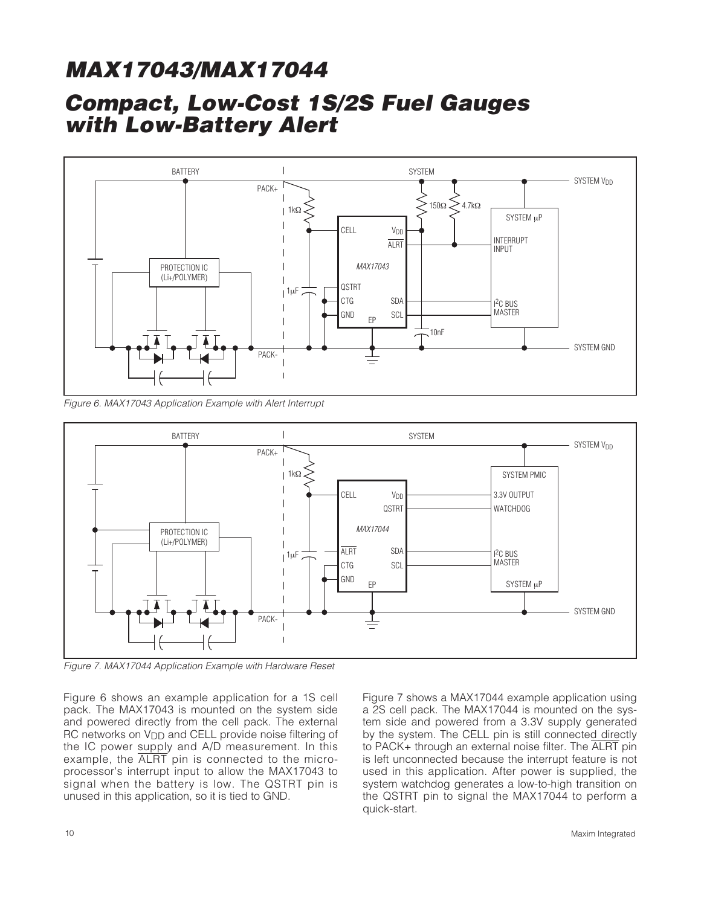Figure 6. MAX17043 Application Example with Alert Interrupt

Figure 7. MAX17044 Application Example with Hardware Reset

Figure 6 shows an example application for a 1S cell pack. The MAX17043 is mounted on the system side and powered directly from the cell pack. The external RC networks on $V_{DD}$ and CELL provide noise filtering of the IC power supply and A/D measurement. In this example, the $\overline{ALRT}$ pin is connected to the microprocessor's interrupt input to allow the MAX17043 to signal when the battery is low. The QSTRT pin is unused in this application, so it is tied to GND.

Figure 7 shows a MAX17044 example application using a 2S cell pack. The MAX17044 is mounted on the system side and powered from a 3.3V supply generated by the system. The CELL pin is still connected directly to PACK+ through an external noise filter. The $\overline{ALRT}$ pin is left unconnected because the interrupt feature is not used in this application. After power is supplied, the system watchdog generates a low-to-high transition on the QSTRT pin to signal the MAX17044 to perform a quick-start.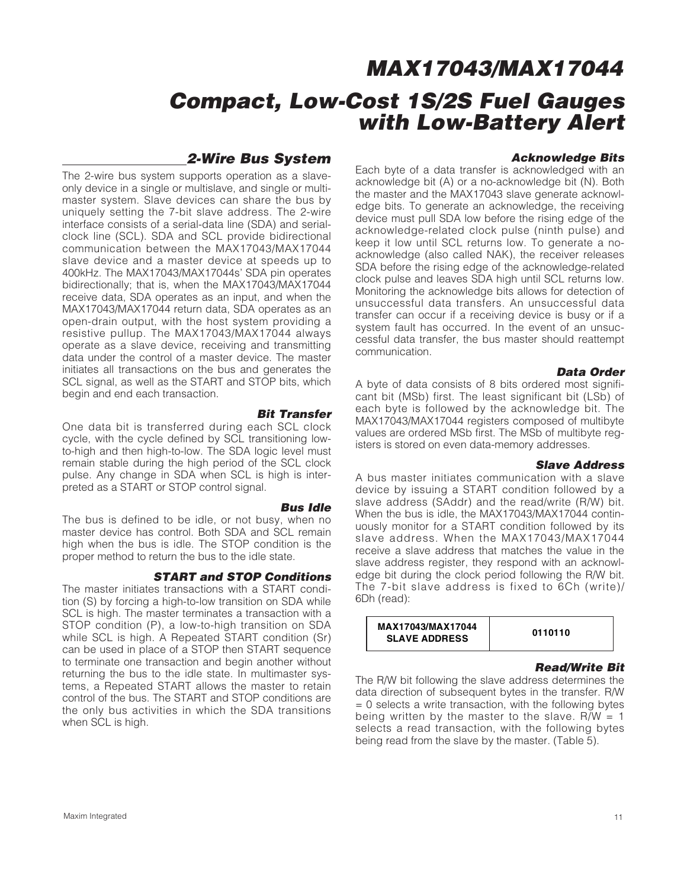## 2-Wire Bus System

The 2-wire bus system supports operation as a slave-only device in a single or multislave, and single or multi-master system. Slave devices can share the bus by uniquely setting the 7-bit slave address. The 2-wire interface consists of a serial-data line (SDA) and serial-clock line (SCL). SDA and SCL provide bidirectional communication between the MAX17043/MAX17044 slave device and a master device at speeds up to 400kHz. The MAX17043/MAX17044s' SDA pin operates bidirectionally; that is, when the MAX17043/MAX17044 receive data, SDA operates as an input, and when the MAX17043/MAX17044 return data, SDA operates as an open-drain output, with the host system providing a resistive pullup. The MAX17043/MAX17044 always operate as a slave device, receiving and transmitting data under the control of a master device. The master initiates all transactions on the bus and generates the SCL signal, as well as the START and STOP bits, which begin and end each transaction.

### Bit Transfer

One data bit is transferred during each SCL clock cycle, with the cycle defined by SCL transitioning low-to-high and then high-to-low. The SDA logic level must remain stable during the high period of the SCL clock pulse. Any change in SDA when SCL is high is interpreted as a START or STOP control signal.

### Bus Idle

The bus is defined to be idle, or not busy, when no master device has control. Both SDA and SCL remain high when the bus is idle. The STOP condition is the proper method to return the bus to the idle state.

### START and STOP Conditions

The master initiates transactions with a START condition (S) by forcing a high-to-low transition on SDA while SCL is high. The master terminates a transaction with a STOP condition (P), a low-to-high transition on SDA while SCL is high. A Repeated START condition (Sr) can be used in place of a STOP then START sequence to terminate one transaction and begin another without returning the bus to the idle state. In multimaster systems, a Repeated START allows the master to retain control of the bus. The START and STOP conditions are the only bus activities in which the SDA transitions when SCL is high.

### Acknowledge Bits

Each byte of a data transfer is acknowledged with an acknowledge bit (A) or a no-acknowledge bit (N). Both the master and the MAX17043 slave generate acknowledge bits. To generate an acknowledge, the receiving device must pull SDA low before the rising edge of the acknowledge-related clock pulse (ninth pulse) and keep it low until SCL returns low. To generate a no-acknowledge (also called NAK), the receiver releases SDA before the rising edge of the acknowledge-related clock pulse and leaves SDA high until SCL returns low. Monitoring the acknowledge bits allows for detection of unsuccessful data transfers. An unsuccessful data transfer can occur if a receiving device is busy or if a system fault has occurred. In the event of an unsuccessful data transfer, the bus master should reattempt communication.

### Data Order

A byte of data consists of 8 bits ordered most significant bit (MSb) first. The least significant bit (LSb) of each byte is followed by the acknowledge bit. The MAX17043/MAX17044 registers composed of multibyte values are ordered MSb first. The MSb of multibyte registers is stored on even data-memory addresses.

### Slave Address

A bus master initiates communication with a slave device by issuing a START condition followed by a slave address (SAddr) and the read/write (R/W) bit. When the bus is idle, the MAX17043/MAX17044 continuously monitor for a START condition followed by its slave address. When the MAX17043/MAX17044 receive a slave address that matches the value in the slave address register, they respond with an acknowledge bit during the clock period following the R/W bit. The 7-bit slave address is fixed to 6Ch (write)/6Dh (read):

| MAX17043/MAX17044 SLAVE ADDRESS | 0110110 |
|---|---|

### Read/Write Bit

The R/W bit following the slave address determines the data direction of subsequent bytes in the transfer. R/W = 0 selects a write transaction, with the following bytes being written by the master to the slave. R/W = 1 selects a read transaction, with the following bytes being read from the slave by the master. (Table 5).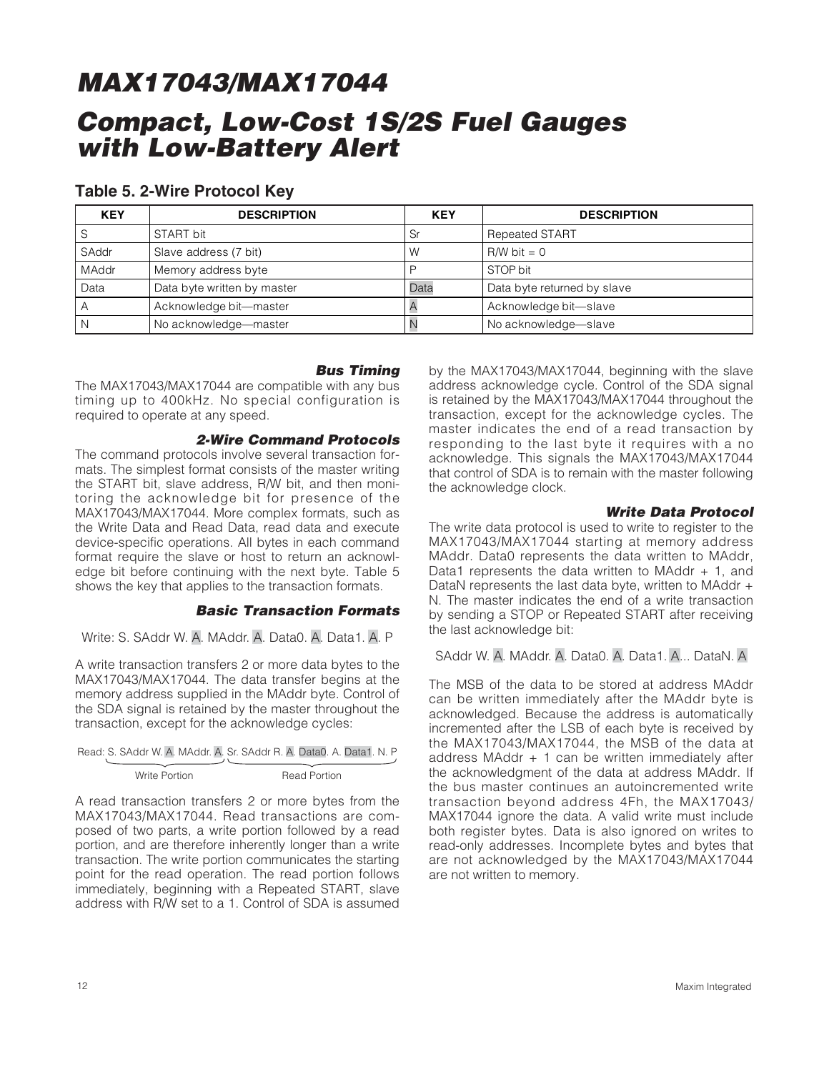# MAX17043/MAX17044

# Compact, Low-Cost 1S/2S Fuel Gauges with Low-Battery Alert

## Table 5. 2-Wire Protocol Key

| KEY | DESCRIPTION | KEY | DESCRIPTION |
|---|---|---|---|
| S | START bit | Sr | Repeated START |
| SAddr | Slave address (7 bit) | W | R/W bit = 0 |
| MAddr | Memory address byte | P | STOP bit |
| Data | Data byte written by master | Data | Data byte returned by slave |
| A | Acknowledge bit—master | A | Acknowledge bit—slave |
| N | No acknowledge—master | N | No acknowledge—slave |

### Bus Timing

The MAX17043/MAX17044 are compatible with any bus timing up to 400kHz. No special configuration is required to operate at any speed.

### 2-Wire Command Protocols

The command protocols involve several transaction formats. The simplest format consists of the master writing the START bit, slave address, R/W bit, and then monitoring the acknowledge bit for presence of the MAX17043/MAX17044. More complex formats, such as the Write Data and Read Data, read data and execute device-specific operations. All bytes in each command format require the slave or host to return an acknowledge bit before continuing with the next byte. Table 5 shows the key that applies to the transaction formats.

### Basic Transaction Formats

Write: S. SAddr W. A. MAddr. A. Data0. A. Data1. A. P

A write transaction transfers 2 or more data bytes to the MAX17043/MAX17044. The data transfer begins at the memory address supplied in the MAddr byte. Control of the SDA signal is retained by the master throughout the transaction, except for the acknowledge cycles:

Read: S. SAddr W. A. MAddr. A. Sr. SAddr R. A. Data0. A. Data1. N. P

(Write Portion: S. SAddr W. A. MAddr. A. — Read Portion: Sr. SAddr R. A. Data0. A. Data1. N. P)

A read transaction transfers 2 or more bytes from the MAX17043/MAX17044. Read transactions are composed of two parts, a write portion followed by a read portion, and are therefore inherently longer than a write transaction. The write portion communicates the starting point for the read operation. The read portion follows immediately, beginning with a Repeated START, slave address with R/W set to a 1. Control of SDA is assumed by the MAX17043/MAX17044, beginning with the slave address acknowledge cycle. Control of the SDA signal is retained by the MAX17043/MAX17044 throughout the transaction, except for the acknowledge cycles. The master indicates the end of a read transaction by responding to the last byte it requires with a no acknowledge. This signals the MAX17043/MAX17044 that control of SDA is to remain with the master following the acknowledge clock.

### Write Data Protocol

The write data protocol is used to write to register to the MAX17043/MAX17044 starting at memory address MAddr. Data0 represents the data written to MAddr, Data1 represents the data written to MAddr + 1, and DataN represents the last data byte, written to MAddr + N. The master indicates the end of a write transaction by sending a STOP or Repeated START after receiving the last acknowledge bit:

SAddr W. A. MAddr. A. Data0. A. Data1. A... DataN. A

The MSB of the data to be stored at address MAddr can be written immediately after the MAddr byte is acknowledged. Because the address is automatically incremented after the LSB of each byte is received by the MAX17043/MAX17044, the MSB of the data at address MAddr + 1 can be written immediately after the acknowledgment of the data at address MAddr. If the bus master continues an autoincremented write transaction beyond address 4Fh, the MAX17043/MAX17044 ignore the data. A valid write must include both register bytes. Data is also ignored on writes to read-only addresses. Incomplete bytes and bytes that are not acknowledged by the MAX17043/MAX17044 are not written to memory.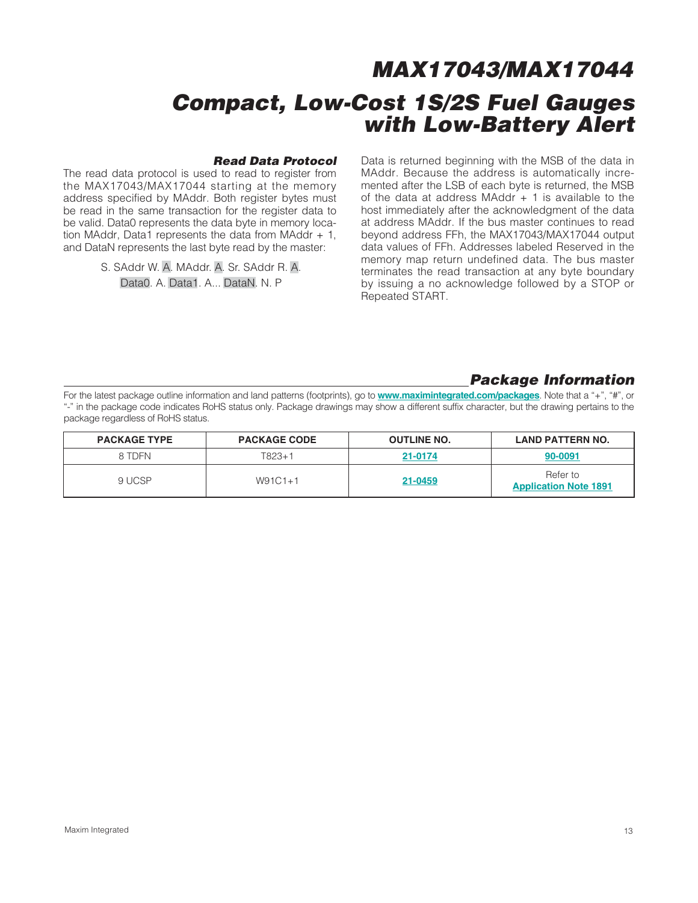### Read Data Protocol

The read data protocol is used to read to register from the MAX17043/MAX17044 starting at the memory address specified by MAddr. Both register bytes must be read in the same transaction for the register data to be valid. Data0 represents the data byte in memory location MAddr, Data1 represents the data from MAddr + 1, and DataN represents the last byte read by the master:

S. SAddr W. A. MAddr. A. Sr. SAddr R. A. Data0. A. Data1. A... DataN. N. P

Data is returned beginning with the MSB of the data in MAddr. Because the address is automatically incremented after the LSB of each byte is returned, the MSB of the data at address MAddr + 1 is available to the host immediately after the acknowledgment of the data at address MAddr. If the bus master continues to read beyond address FFh, the MAX17043/MAX17044 output data values of FFh. Addresses labeled Reserved in the memory map return undefined data. The bus master terminates the read transaction at any byte boundary by issuing a no acknowledge followed by a STOP or Repeated START.

## Package Information

For the latest package outline information and land patterns (footprints), go to **www.maximintegrated.com/packages**. Note that a "+", "#", or "-" in the package code indicates RoHS status only. Package drawings may show a different suffix character, but the drawing pertains to the package regardless of RoHS status.

| PACKAGE TYPE | PACKAGE CODE | OUTLINE NO. | LAND PATTERN NO. |
|---|---|---|---|
| 8 TDFN | T823+1 | 21-0174 | 90-0091 |
| 9 UCSP | W91C1+1 | 21-0459 | Refer to **Application Note 1891** |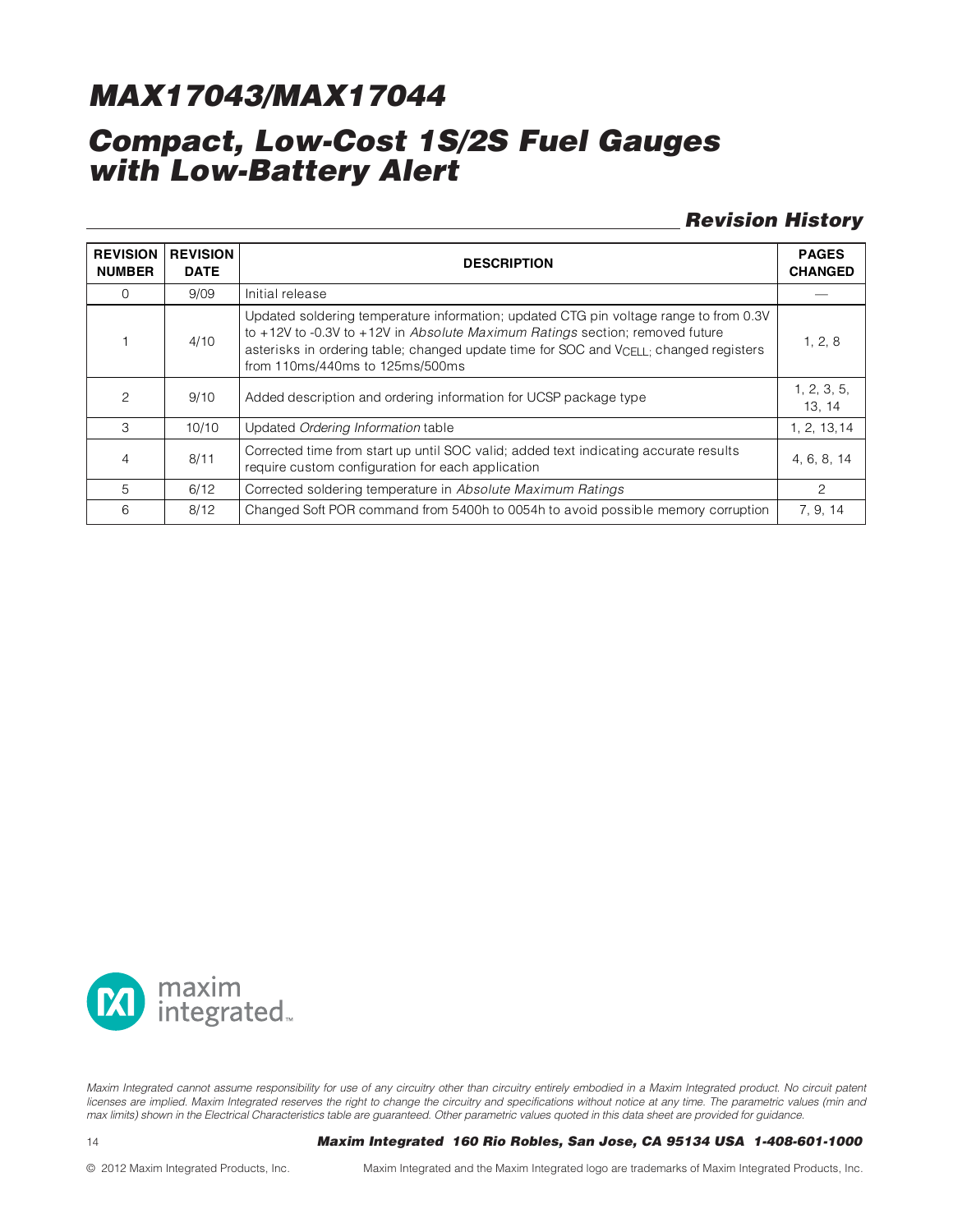# MAX17043/MAX17044

# Compact, Low-Cost 1S/2S Fuel Gauges with Low-Battery Alert

## Revision History

| REVISION NUMBER | REVISION DATE | DESCRIPTION | PAGES CHANGED |
|---|---|---|---|
| 0 | 9/09 | Initial release | — |
| 1 | 4/10 | Updated soldering temperature information; updated CTG pin voltage range to from 0.3V to +12V to -0.3V to +12V in *Absolute Maximum Ratings* section; removed future asterisks in ordering table; changed update time for SOC and $V_{CELL}$; changed registers from 110ms/440ms to 125ms/500ms | 1, 2, 8 |
| 2 | 9/10 | Added description and ordering information for UCSP package type | 1, 2, 3, 5, 13, 14 |
| 3 | 10/10 | Updated *Ordering Information* table | 1, 2, 13,14 |
| 4 | 8/11 | Corrected time from start up until SOC valid; added text indicating accurate results require custom configuration for each application | 4, 6, 8, 14 |
| 5 | 6/12 | Corrected soldering temperature in *Absolute Maximum Ratings* | 2 |
| 6 | 8/12 | Changed Soft POR command from 5400h to 0054h to avoid possible memory corruption | 7, 9, 14 |

maxim integrated

*Maxim Integrated cannot assume responsibility for use of any circuitry other than circuitry entirely embodied in a Maxim Integrated product. No circuit patent licenses are implied. Maxim Integrated reserves the right to change the circuitry and specifications without notice at any time. The parametric values (min and max limits) shown in the Electrical Characteristics table are guaranteed. Other parametric values quoted in this data sheet are provided for guidance.*

***Maxim Integrated 160 Rio Robles, San Jose, CA 95134 USA 1-408-601-1000***

© 2012 Maxim Integrated Products, Inc. Maxim Integrated and the Maxim Integrated logo are trademarks of Maxim Integrated Products, Inc.